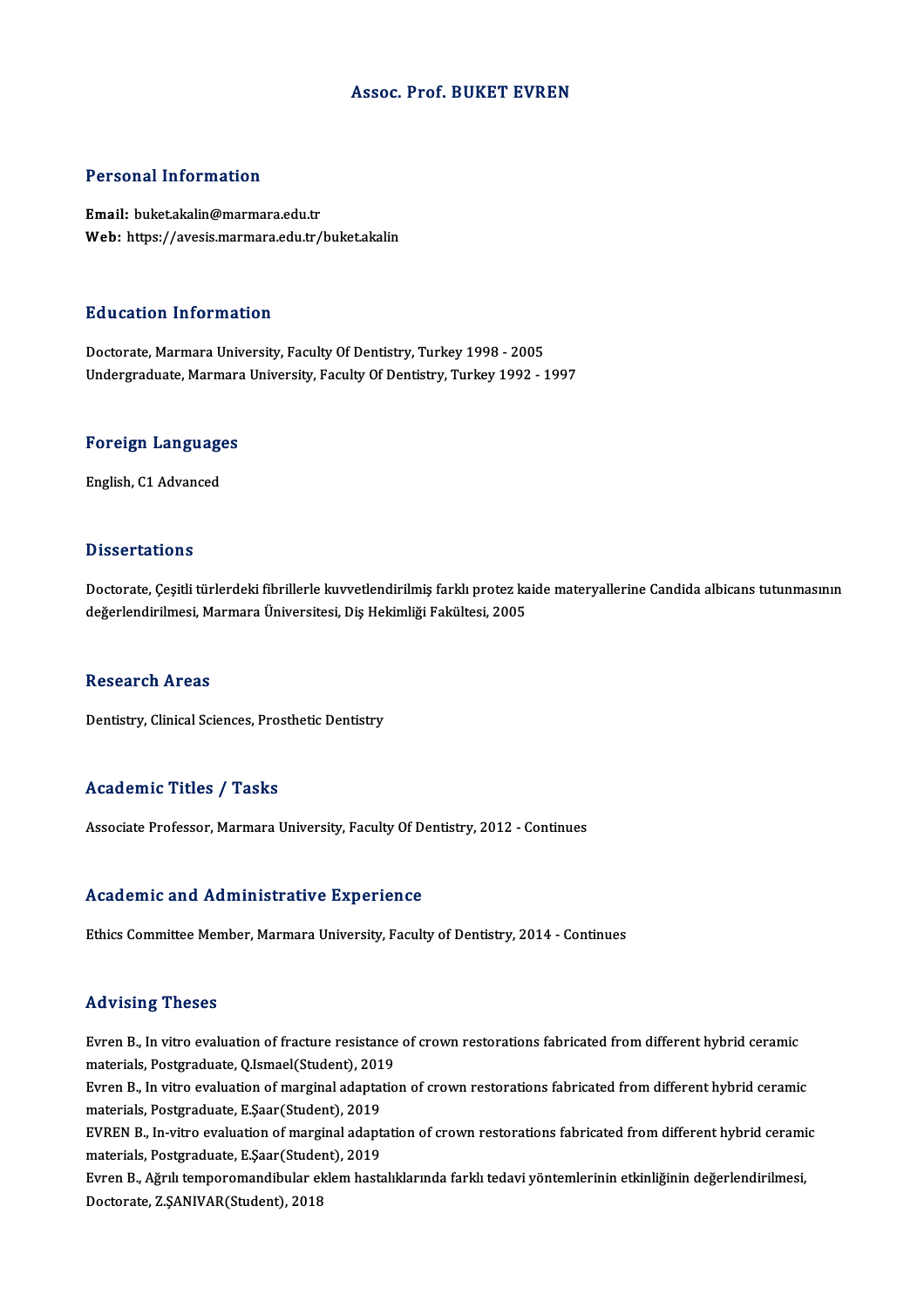# Assoc. Prof. BUKET EVREN

## Personal Information

**Email:** buket.akalin@marmara.edu.tr
**Web:** https://avesis.marmara.edu.tr/buket.akalin

## Education Information

Doctorate, Marmara University, Faculty Of Dentistry, Turkey 1998 - 2005
Undergraduate, Marmara University, Faculty Of Dentistry, Turkey 1992 - 1997

## Foreign Languages

English, C1 Advanced

## Dissertations

Doctorate, Çeşitli türlerdeki fibrillerle kuvvetlendirilmiş farklı protez kaide materyallerine Candida albicans tutunmasının değerlendirilmesi, Marmara Üniversitesi, Diş Hekimliği Fakültesi, 2005

## Research Areas

Dentistry, Clinical Sciences, Prosthetic Dentistry

## Academic Titles / Tasks

Associate Professor, Marmara University, Faculty Of Dentistry, 2012 - Continues

## Academic and Administrative Experience

Ethics Committee Member, Marmara University, Faculty of Dentistry, 2014 - Continues

## Advising Theses

Evren B., In vitro evaluation of fracture resistance of crown restorations fabricated from different hybrid ceramic materials, Postgraduate, Q.Ismael(Student), 2019
Evren B., In vitro evaluation of marginal adaptation of crown restorations fabricated from different hybrid ceramic materials, Postgraduate, E.Şaar(Student), 2019
EVREN B., In-vitro evaluation of marginal adaptation of crown restorations fabricated from different hybrid ceramic materials, Postgraduate, E.Şaar(Student), 2019
Evren B., Ağrılı temporomandibular eklem hastalıklarında farklı tedavi yöntemlerinin etkinliğinin değerlendirilmesi, Doctorate, Z.ŞANIVAR(Student), 2018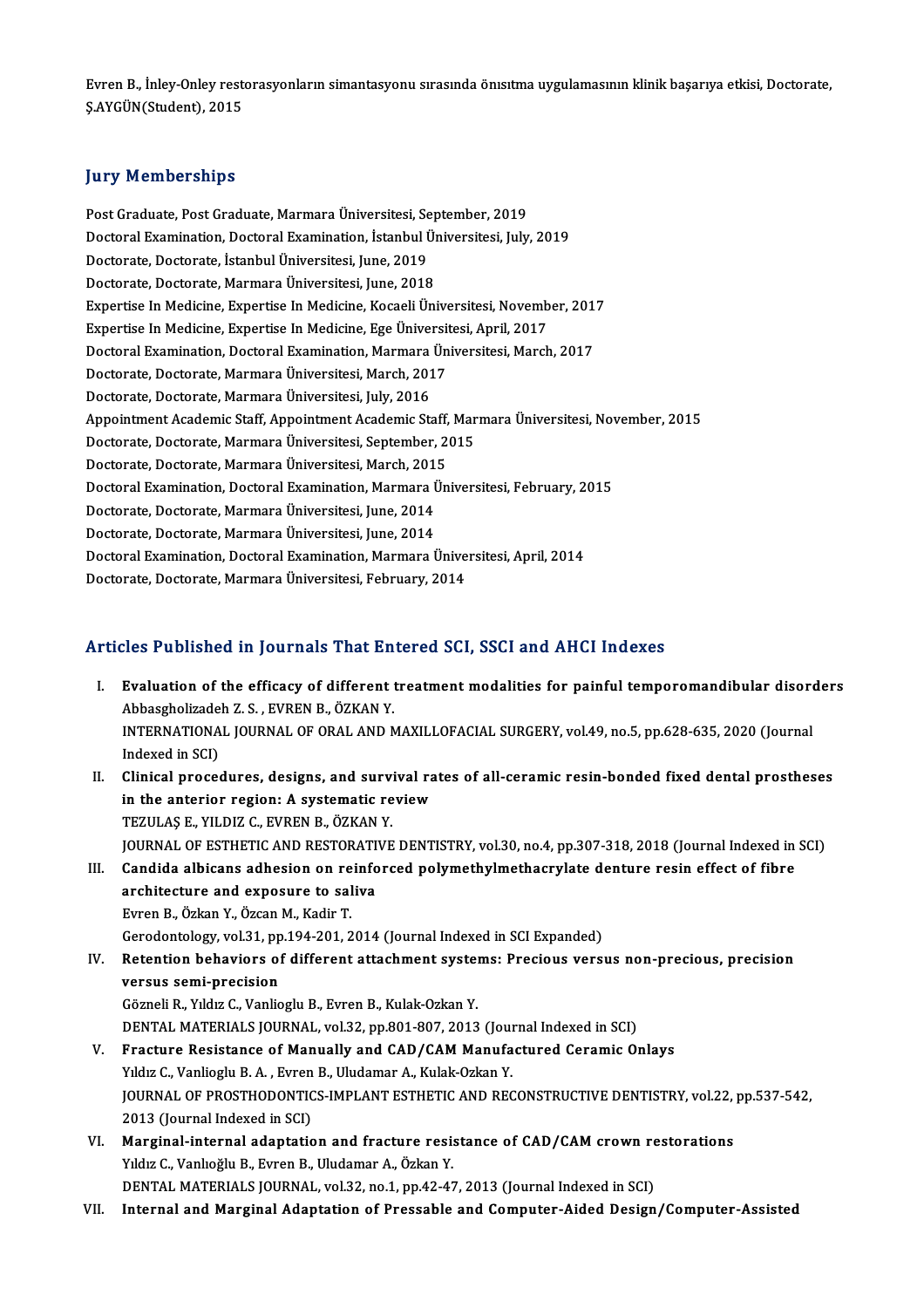Evren B., İnley-Onley restorasyonların simantasyonu sırasında önısıtma uygulamasının klinik başarıya etkisi, Doctorate, Ş.AYGÜN(Student), 2015

## Jury Memberships

Post Graduate, Post Graduate, Marmara Üniversitesi, September, 2019
Doctoral Examination, Doctoral Examination, İstanbul Üniversitesi, July, 2019
Doctorate, Doctorate, İstanbul Üniversitesi, June, 2019
Doctorate, Doctorate, Marmara Üniversitesi, June, 2018
Expertise In Medicine, Expertise In Medicine, Kocaeli Üniversitesi, November, 2017
Expertise In Medicine, Expertise In Medicine, Ege Üniversitesi, April, 2017
Doctoral Examination, Doctoral Examination, Marmara Üniversitesi, March, 2017
Doctorate, Doctorate, Marmara Üniversitesi, March, 2017
Doctorate, Doctorate, Marmara Üniversitesi, July, 2016
Appointment Academic Staff, Appointment Academic Staff, Marmara Üniversitesi, November, 2015
Doctorate, Doctorate, Marmara Üniversitesi, September, 2015
Doctorate, Doctorate, Marmara Üniversitesi, March, 2015
Doctoral Examination, Doctoral Examination, Marmara Üniversitesi, February, 2015
Doctorate, Doctorate, Marmara Üniversitesi, June, 2014
Doctorate, Doctorate, Marmara Üniversitesi, June, 2014
Doctoral Examination, Doctoral Examination, Marmara Üniversitesi, April, 2014
Doctorate, Doctorate, Marmara Üniversitesi, February, 2014

## Articles Published in Journals That Entered SCI, SSCI and AHCI Indexes

I. **Evaluation of the efficacy of different treatment modalities for painful temporomandibular disorders**
Abbasgholizadeh Z. S. , EVREN B., ÖZKAN Y.
INTERNATIONAL JOURNAL OF ORAL AND MAXILLOFACIAL SURGERY, vol.49, no.5, pp.628-635, 2020 (Journal Indexed in SCI)

II. **Clinical procedures, designs, and survival rates of all-ceramic resin-bonded fixed dental prostheses in the anterior region: A systematic review**
TEZULAŞ E., YILDIZ C., EVREN B., ÖZKAN Y.
JOURNAL OF ESTHETIC AND RESTORATIVE DENTISTRY, vol.30, no.4, pp.307-318, 2018 (Journal Indexed in SCI)

III. **Candida albicans adhesion on reinforced polymethylmethacrylate denture resin effect of fibre architecture and exposure to saliva**
Evren B., Özkan Y., Özcan M., Kadir T.
Gerodontology, vol.31, pp.194-201, 2014 (Journal Indexed in SCI Expanded)

IV. **Retention behaviors of different attachment systems: Precious versus non-precious, precision versus semi-precision**
Gözneli R., Yıldız C., Vanlioglu B., Evren B., Kulak-Ozkan Y.
DENTAL MATERIALS JOURNAL, vol.32, pp.801-807, 2013 (Journal Indexed in SCI)

V. **Fracture Resistance of Manually and CAD/CAM Manufactured Ceramic Onlays**
Yıldız C., Vanlioglu B. A. , Evren B., Uludamar A., Kulak-Ozkan Y.
JOURNAL OF PROSTHODONTICS-IMPLANT ESTHETIC AND RECONSTRUCTIVE DENTISTRY, vol.22, pp.537-542, 2013 (Journal Indexed in SCI)

VI. **Marginal-internal adaptation and fracture resistance of CAD/CAM crown restorations**
Yıldız C., Vanlıoğlu B., Evren B., Uludamar A., Özkan Y.
DENTAL MATERIALS JOURNAL, vol.32, no.1, pp.42-47, 2013 (Journal Indexed in SCI)

VII. **Internal and Marginal Adaptation of Pressable and Computer-Aided Design/Computer-Assisted**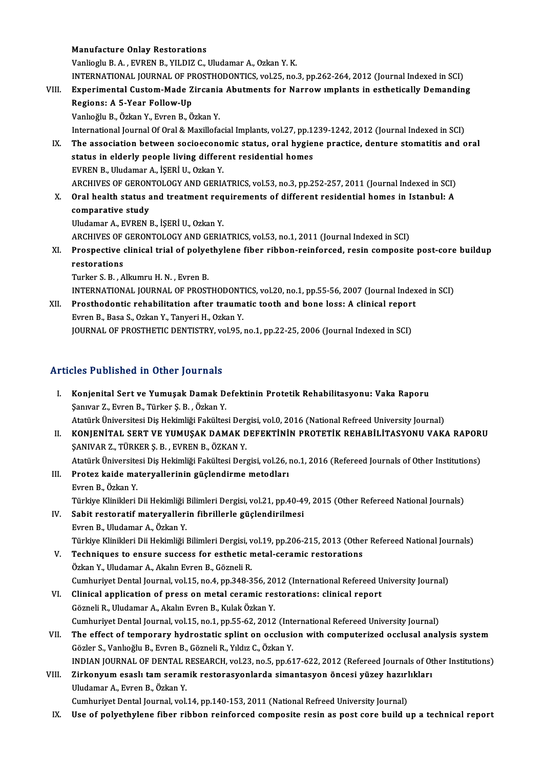**Manufacture Onlay Restorations**
Vanlioglu B. A. , EVREN B., YILDIZ C., Uludamar A., Ozkan Y. K.
INTERNATIONAL JOURNAL OF PROSTHODONTICS, vol.25, no.3, pp.262-264, 2012 (Journal Indexed in SCI)

VIII. **Experimental Custom-Made Zircania Abutments for Narrow ımplants in esthetically Demanding Regions: A 5-Year Follow-Up**
Vanlıoğlu B., Özkan Y., Evren B., Özkan Y.
International Journal Of Oral & Maxillofacial Implants, vol.27, pp.1239-1242, 2012 (Journal Indexed in SCI)

IX. **The association between socioeconomic status, oral hygiene practice, denture stomatitis and oral status in elderly people living different residential homes**
EVREN B., Uludamar A., İŞERİ U., Ozkan Y.
ARCHIVES OF GERONTOLOGY AND GERIATRICS, vol.53, no.3, pp.252-257, 2011 (Journal Indexed in SCI)

X. **Oral health status and treatment requirements of different residential homes in Istanbul: A comparative study**
Uludamar A., EVREN B., İŞERİ U., Ozkan Y.
ARCHIVES OF GERONTOLOGY AND GERIATRICS, vol.53, no.1, 2011 (Journal Indexed in SCI)

XI. **Prospective clinical trial of polyethylene fiber ribbon-reinforced, resin composite post-core buildup restorations**
Turker S. B. , Alkumru H. N. , Evren B.
INTERNATIONAL JOURNAL OF PROSTHODONTICS, vol.20, no.1, pp.55-56, 2007 (Journal Indexed in SCI)

XII. **Prosthodontic rehabilitation after traumatic tooth and bone loss: A clinical report**
Evren B., Basa S., Ozkan Y., Tanyeri H., Ozkan Y.
JOURNAL OF PROSTHETIC DENTISTRY, vol.95, no.1, pp.22-25, 2006 (Journal Indexed in SCI)

## Articles Published in Other Journals

I. **Konjenital Sert ve Yumuşak Damak Defektinin Protetik Rehabilitasyonu: Vaka Raporu**
Şanıvar Z., Evren B., Türker Ş. B. , Özkan Y.
Atatürk Üniversitesi Diş Hekimliği Fakültesi Dergisi, vol.0, 2016 (National Refreed University Journal)

II. **KONJENİTAL SERT VE YUMUŞAK DAMAK DEFEKTİNİN PROTETİK REHABİLİTASYONU VAKA RAPORU**
ŞANIVAR Z., TÜRKER Ş. B. , EVREN B., ÖZKAN Y.
Atatürk Üniversitesi Diş Hekimliği Fakültesi Dergisi, vol.26, no.1, 2016 (Refereed Journals of Other Institutions)

III. **Protez kaide materyallerinin güçlendirme metodları**
Evren B., Özkan Y.
Türkiye Klinikleri Dii Hekimliği Bilimleri Dergisi, vol.21, pp.40-49, 2015 (Other Refereed National Journals)

IV. **Sabit restoratif materyallerin fibrillerle güçlendirilmesi**
Evren B., Uludamar A., Özkan Y.
Türkiye Klinikleri Dii Hekimliği Bilimleri Dergisi, vol.19, pp.206-215, 2013 (Other Refereed National Journals)

V. **Techniques to ensure success for esthetic metal-ceramic restorations**
Özkan Y., Uludamar A., Akalın Evren B., Gözneli R.
Cumhuriyet Dental Journal, vol.15, no.4, pp.348-356, 2012 (International Refereed University Journal)

VI. **Clinical application of press on metal ceramic restorations: clinical report**
Gözneli R., Uludamar A., Akalın Evren B., Kulak Özkan Y.
Cumhuriyet Dental Journal, vol.15, no.1, pp.55-62, 2012 (International Refereed University Journal)

VII. **The effect of temporary hydrostatic splint on occlusion with computerized occlusal analysis system**
Gözler S., Vanlıoğlu B., Evren B., Gözneli R., Yıldız C., Özkan Y.
INDIAN JOURNAL OF DENTAL RESEARCH, vol.23, no.5, pp.617-622, 2012 (Refereed Journals of Other Institutions)

VIII. **Zirkonyum esaslı tam seramik restorasyonlarda simantasyon öncesi yüzey hazırlıkları**
Uludamar A., Evren B., Özkan Y.
Cumhuriyet Dental Journal, vol.14, pp.140-153, 2011 (National Refreed University Journal)

IX. **Use of polyethylene fiber ribbon reinforced composite resin as post core build up a technical report**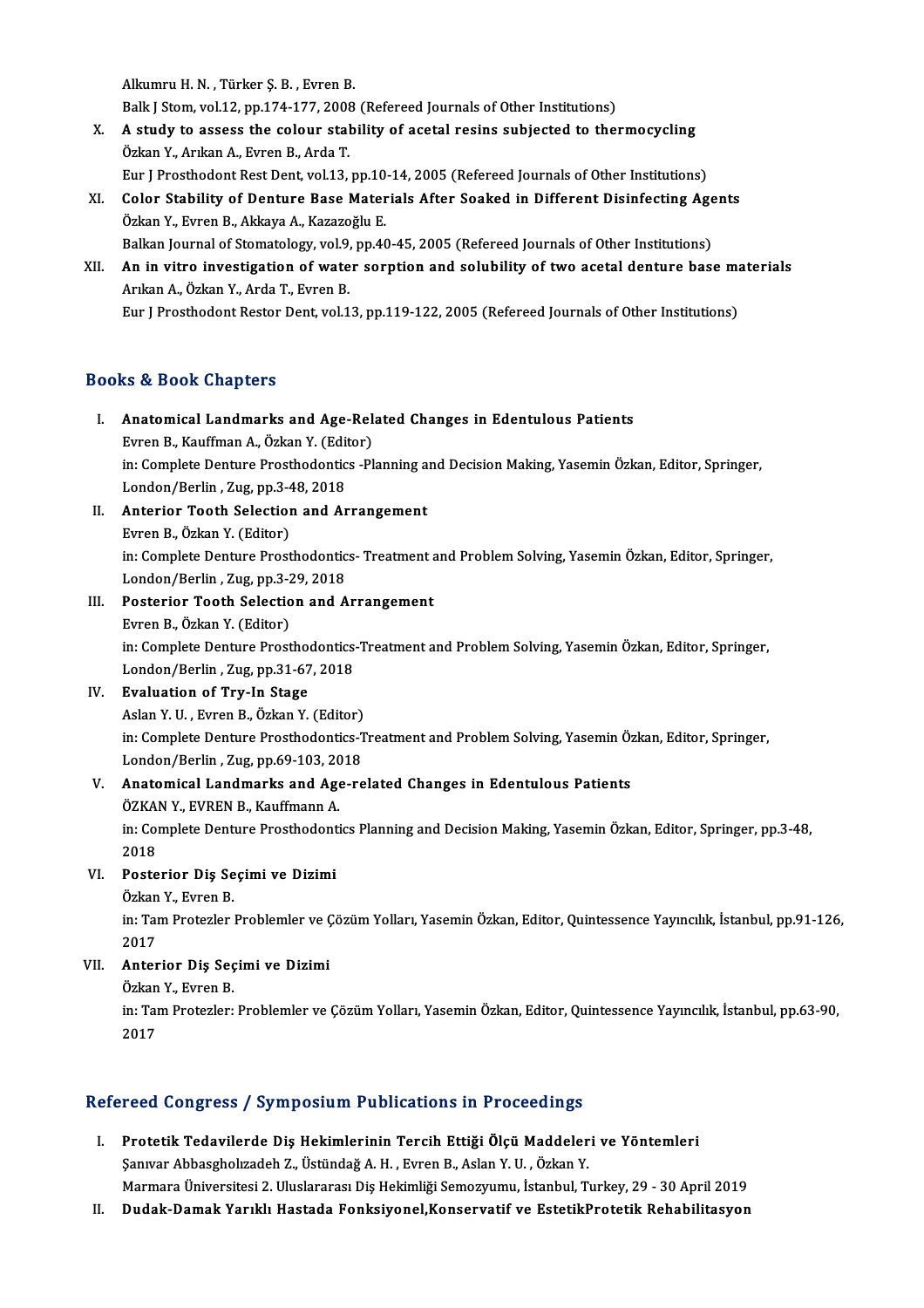Alkumru H. N. , Türker Ş. B. , Evren B.
Balk J Stom, vol.12, pp.174-177, 2008 (Refereed Journals of Other Institutions)

X. **A study to assess the colour stability of acetal resins subjected to thermocycling**
Özkan Y., Arıkan A., Evren B., Arda T.
Eur J Prosthodont Rest Dent, vol.13, pp.10-14, 2005 (Refereed Journals of Other Institutions)

XI. **Color Stability of Denture Base Materials After Soaked in Different Disinfecting Agents**
Özkan Y., Evren B., Akkaya A., Kazazoğlu E.
Balkan Journal of Stomatology, vol.9, pp.40-45, 2005 (Refereed Journals of Other Institutions)

XII. **An in vitro investigation of water sorption and solubility of two acetal denture base materials**
Arıkan A., Özkan Y., Arda T., Evren B.
Eur J Prosthodont Restor Dent, vol.13, pp.119-122, 2005 (Refereed Journals of Other Institutions)

## Books & Book Chapters

I. **Anatomical Landmarks and Age-Related Changes in Edentulous Patients**
Evren B., Kauffman A., Özkan Y. (Editor)
in: Complete Denture Prosthodontics -Planning and Decision Making, Yasemin Özkan, Editor, Springer, London/Berlin , Zug, pp.3-48, 2018

II. **Anterior Tooth Selection and Arrangement**
Evren B., Özkan Y. (Editor)
in: Complete Denture Prosthodontics- Treatment and Problem Solving, Yasemin Özkan, Editor, Springer, London/Berlin , Zug, pp.3-29, 2018

III. **Posterior Tooth Selection and Arrangement**
Evren B., Özkan Y. (Editor)
in: Complete Denture Prosthodontics-Treatment and Problem Solving, Yasemin Özkan, Editor, Springer, London/Berlin , Zug, pp.31-67, 2018

IV. **Evaluation of Try-In Stage**
Aslan Y. U. , Evren B., Özkan Y. (Editor)
in: Complete Denture Prosthodontics-Treatment and Problem Solving, Yasemin Özkan, Editor, Springer, London/Berlin , Zug, pp.69-103, 2018

V. **Anatomical Landmarks and Age-related Changes in Edentulous Patients**
ÖZKAN Y., EVREN B., Kauffmann A.
in: Complete Denture Prosthodontics Planning and Decision Making, Yasemin Özkan, Editor, Springer, pp.3-48, 2018

VI. **Posterior Diş Seçimi ve Dizimi**
Özkan Y., Evren B.
in: Tam Protezler Problemler ve Çözüm Yolları, Yasemin Özkan, Editor, Quintessence Yayıncılık, İstanbul, pp.91-126, 2017

VII. **Anterior Diş Seçimi ve Dizimi**
Özkan Y., Evren B.
in: Tam Protezler: Problemler ve Çözüm Yolları, Yasemin Özkan, Editor, Quintessence Yayıncılık, İstanbul, pp.63-90, 2017

## Refereed Congress / Symposium Publications in Proceedings

I. **Protetik Tedavilerde Diş Hekimlerinin Tercih Ettiği Ölçü Maddeleri ve Yöntemleri**
Şanıvar Abbasgholızadeh Z., Üstündağ A. H. , Evren B., Aslan Y. U. , Özkan Y.
Marmara Üniversitesi 2. Uluslararası Diş Hekimliği Semozyumu, İstanbul, Turkey, 29 - 30 April 2019

II. **Dudak-Damak Yarıklı Hastada Fonksiyonel,Konservatif ve EstetikProtetik Rehabilitasyon**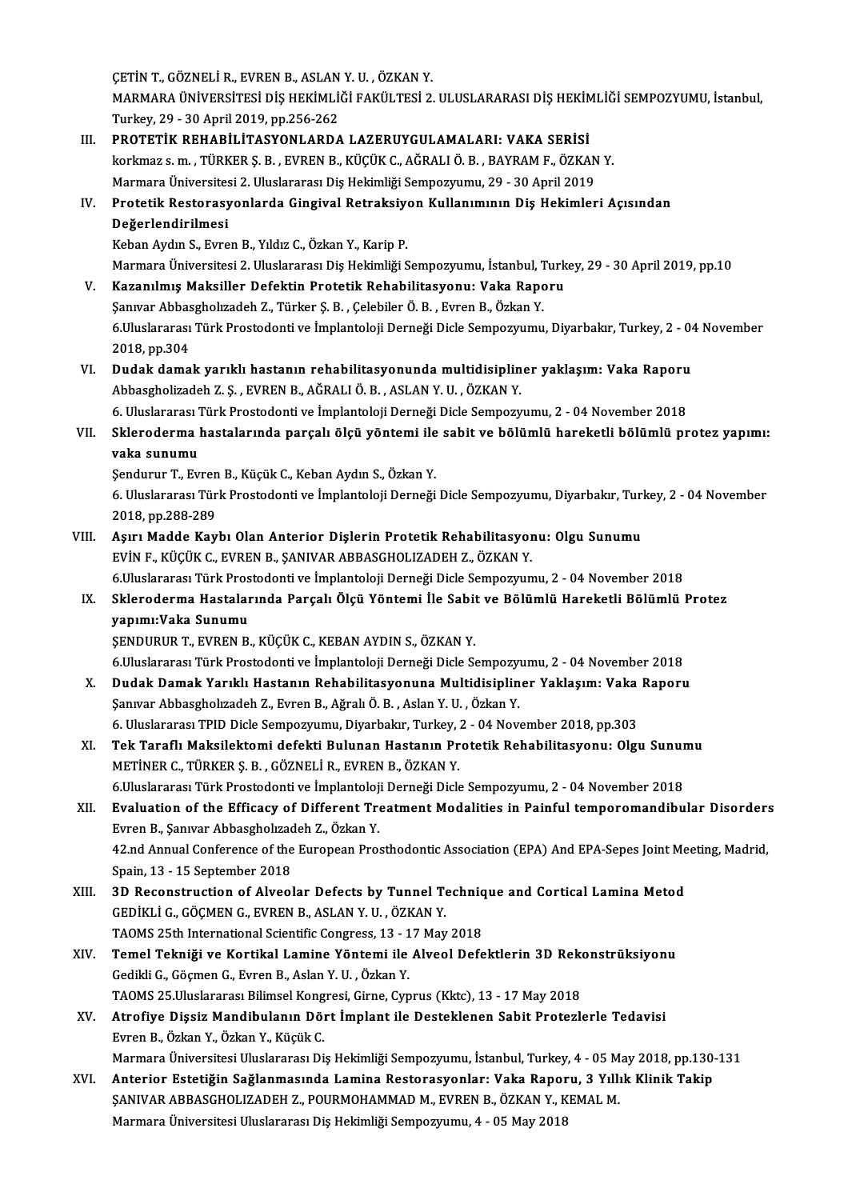ÇETİN T., GÖZNELİ R., EVREN B., ASLAN Y. U. , ÖZKAN Y.
MARMARA ÜNİVERSİTESİ DİŞ HEKİMLİĞİ FAKÜLTESİ 2. ULUSLARARASI DİŞ HEKİMLİĞİ SEMPOZYUMU, İstanbul, Turkey, 29 - 30 April 2019, pp.256-262

III. **PROTETİK REHABİLİTASYONLARDA LAZERUYGULAMALARI: VAKA SERİSİ**
korkmaz s. m. , TÜRKER Ş. B. , EVREN B., KÜÇÜK C., AĞRALI Ö. B. , BAYRAM F., ÖZKAN Y.
Marmara Üniversitesi 2. Uluslararası Diş Hekimliği Sempozyumu, 29 - 30 April 2019

IV. **Protetik Restorasyonlarda Gingival Retraksiyon Kullanımının Diş Hekimleri Açısından Değerlendirilmesi**
Keban Aydın S., Evren B., Yıldız C., Özkan Y., Karip P.
Marmara Üniversitesi 2. Uluslararası Diş Hekimliği Sempozyumu, İstanbul, Turkey, 29 - 30 April 2019, pp.10

V. **Kazanılmış Maksiller Defektin Protetik Rehabilitasyonu: Vaka Raporu**
Şanıvar Abbasgholızadeh Z., Türker Ş. B. , Çelebiler Ö. B. , Evren B., Özkan Y.
6.Uluslararası Türk Prostodonti ve İmplantoloji Derneği Dicle Sempozyumu, Diyarbakır, Turkey, 2 - 04 November 2018, pp.304

VI. **Dudak damak yarıklı hastanın rehabilitasyonunda multidisipliner yaklaşım: Vaka Raporu**
Abbasgholizadeh Z. Ş. , EVREN B., AĞRALI Ö. B. , ASLAN Y. U. , ÖZKAN Y.
6. Uluslararası Türk Prostodonti ve İmplantoloji Derneği Dicle Sempozyumu, 2 - 04 November 2018

VII. **Skleroderma hastalarında parçalı ölçü yöntemi ile sabit ve bölümlü hareketli bölümlü protez yapımı: vaka sunumu**
Şendurur T., Evren B., Küçük C., Keban Aydın S., Özkan Y.
6. Uluslararası Türk Prostodonti ve İmplantoloji Derneği Dicle Sempozyumu, Diyarbakır, Turkey, 2 - 04 November 2018, pp.288-289

VIII. **Aşırı Madde Kaybı Olan Anterior Dişlerin Protetik Rehabilitasyonu: Olgu Sunumu**
EVİN F., KÜÇÜK C., EVREN B., ŞANIVAR ABBASGHOLIZADEH Z., ÖZKAN Y.
6.Uluslararası Türk Prostodonti ve İmplantoloji Derneği Dicle Sempozyumu, 2 - 04 November 2018

IX. **Skleroderma Hastalarında Parçalı Ölçü Yöntemi İle Sabit ve Bölümlü Hareketli Bölümlü Protez yapımı:Vaka Sunumu**
ŞENDURUR T., EVREN B., KÜÇÜK C., KEBAN AYDIN S., ÖZKAN Y.
6.Uluslararası Türk Prostodonti ve İmplantoloji Derneği Dicle Sempozyumu, 2 - 04 November 2018

X. **Dudak Damak Yarıklı Hastanın Rehabilitasyonuna Multidisipliner Yaklaşım: Vaka Raporu**
Şanıvar Abbasgholızadeh Z., Evren B., Ağralı Ö. B. , Aslan Y. U. , Özkan Y.
6. Uluslararası TPID Dicle Sempozyumu, Diyarbakır, Turkey, 2 - 04 November 2018, pp.303

XI. **Tek Taraflı Maksilektomi defekti Bulunan Hastanın Protetik Rehabilitasyonu: Olgu Sunumu**
METİNER C., TÜRKER Ş. B. , GÖZNELİ R., EVREN B., ÖZKAN Y.
6.Uluslararası Türk Prostodonti ve İmplantoloji Derneği Dicle Sempozyumu, 2 - 04 November 2018

XII. **Evaluation of the Efficacy of Different Treatment Modalities in Painful temporomandibular Disorders**
Evren B., Şanıvar Abbasgholızadeh Z., Özkan Y.
42.nd Annual Conference of the European Prosthodontic Association (EPA) And EPA-Sepes Joint Meeting, Madrid, Spain, 13 - 15 September 2018

XIII. **3D Reconstruction of Alveolar Defects by Tunnel Technique and Cortical Lamina Metod**
GEDİKLİ G., GÖÇMEN G., EVREN B., ASLAN Y. U. , ÖZKAN Y.
TAOMS 25th International Scientific Congress, 13 - 17 May 2018

XIV. **Temel Tekniği ve Kortikal Lamine Yöntemi ile Alveol Defektlerin 3D Rekonstrüksiyonu**
Gedikli G., Göçmen G., Evren B., Aslan Y. U. , Özkan Y.
TAOMS 25.Uluslararası Bilimsel Kongresi, Girne, Cyprus (Kktc), 13 - 17 May 2018

XV. **Atrofiye Dişsiz Mandibulanın Dört İmplant ile Desteklenen Sabit Protezlerle Tedavisi**
Evren B., Özkan Y., Özkan Y., Küçük C.
Marmara Üniversitesi Uluslararası Diş Hekimliği Sempozyumu, İstanbul, Turkey, 4 - 05 May 2018, pp.130-131

XVI. **Anterior Estetiğin Sağlanmasında Lamina Restorasyonlar: Vaka Raporu, 3 Yıllık Klinik Takip**
ŞANIVAR ABBASGHOLIZADEH Z., POURMOHAMMAD M., EVREN B., ÖZKAN Y., KEMAL M.
Marmara Üniversitesi Uluslararası Diş Hekimliği Sempozyumu, 4 - 05 May 2018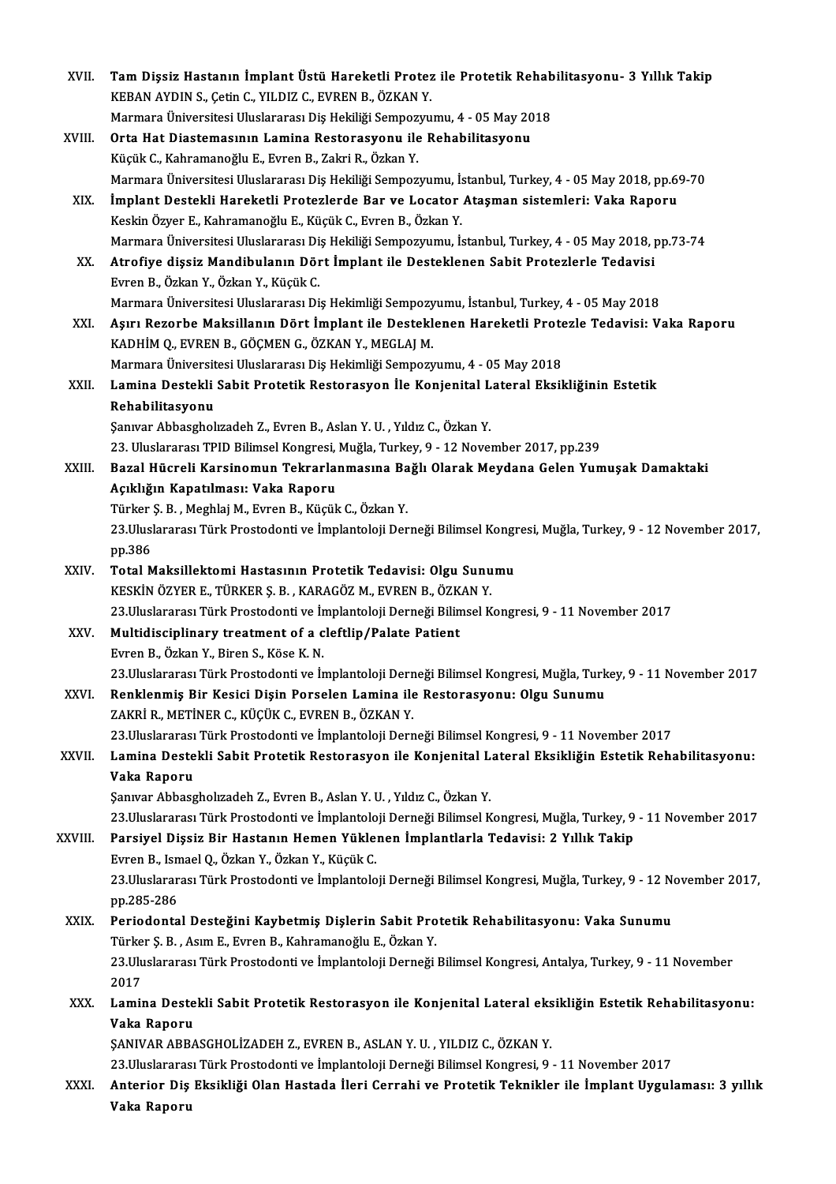XVII. **Tam Dişsiz Hastanın İmplant Üstü Hareketli Protez ile Protetik Rehabilitasyonu- 3 Yıllık Takip**
KEBAN AYDIN S., Çetin C., YILDIZ C., EVREN B., ÖZKAN Y.
Marmara Üniversitesi Uluslararası Diş Hekiliği Sempozyumu, 4 - 05 May 2018

XVIII. **Orta Hat Diastemasının Lamina Restorasyonu ile Rehabilitasyonu**
Küçük C., Kahramanoğlu E., Evren B., Zakri R., Özkan Y.
Marmara Üniversitesi Uluslararası Diş Hekiliği Sempozyumu, İstanbul, Turkey, 4 - 05 May 2018, pp.69-70

XIX. **İmplant Destekli Hareketli Protezlerde Bar ve Locator Ataşman sistemleri: Vaka Raporu**
Keskin Özyer E., Kahramanoğlu E., Küçük C., Evren B., Özkan Y.
Marmara Üniversitesi Uluslararası Diş Hekiliği Sempozyumu, İstanbul, Turkey, 4 - 05 May 2018, pp.73-74

XX. **Atrofiye dişsiz Mandibulanın Dört İmplant ile Desteklenen Sabit Protezlerle Tedavisi**
Evren B., Özkan Y., Özkan Y., Küçük C.
Marmara Üniversitesi Uluslararası Diş Hekimliği Sempozyumu, İstanbul, Turkey, 4 - 05 May 2018

XXI. **Aşırı Rezorbe Maksillanın Dört İmplant ile Desteklenen Hareketli Protezle Tedavisi: Vaka Raporu**
KADHİM Q., EVREN B., GÖÇMEN G., ÖZKAN Y., MEGLAJ M.
Marmara Üniversitesi Uluslararası Diş Hekimliği Sempozyumu, 4 - 05 May 2018

XXII. **Lamina Destekli Sabit Protetik Restorasyon İle Konjenital Lateral Eksikliğinin Estetik Rehabilitasyonu**
Şanıvar Abbasgholızadeh Z., Evren B., Aslan Y. U. , Yıldız C., Özkan Y.
23. Uluslararası TPID Bilimsel Kongresi, Muğla, Turkey, 9 - 12 November 2017, pp.239

XXIII. **Bazal Hücreli Karsinomun Tekrarlanmasına Bağlı Olarak Meydana Gelen Yumuşak Damaktaki Açıklığın Kapatılması: Vaka Raporu**
Türker Ş. B. , Meghlaj M., Evren B., Küçük C., Özkan Y.
23.Uluslararası Türk Prostodonti ve İmplantoloji Derneği Bilimsel Kongresi, Muğla, Turkey, 9 - 12 November 2017, pp.386

XXIV. **Total Maksillektomi Hastasının Protetik Tedavisi: Olgu Sunumu**
KESKİN ÖZYER E., TÜRKER Ş. B. , KARAGÖZ M., EVREN B., ÖZKAN Y.
23.Uluslararası Türk Prostodonti ve İmplantoloji Derneği Bilimsel Kongresi, 9 - 11 November 2017

XXV. **Multidisciplinary treatment of a cleftlip/Palate Patient**
Evren B., Özkan Y., Biren S., Köse K. N.
23.Uluslararası Türk Prostodonti ve İmplantoloji Derneği Bilimsel Kongresi, Muğla, Turkey, 9 - 11 November 2017

XXVI. **Renklenmiş Bir Kesici Dişin Porselen Lamina ile Restorasyonu: Olgu Sunumu**
ZAKRİ R., METİNER C., KÜÇÜK C., EVREN B., ÖZKAN Y.
23.Uluslararası Türk Prostodonti ve İmplantoloji Derneği Bilimsel Kongresi, 9 - 11 November 2017

XXVII. **Lamina Destekli Sabit Protetik Restorasyon ile Konjenital Lateral Eksikliğin Estetik Rehabilitasyonu: Vaka Raporu**
Şanıvar Abbasgholızadeh Z., Evren B., Aslan Y. U. , Yıldız C., Özkan Y.
23.Uluslararası Türk Prostodonti ve İmplantoloji Derneği Bilimsel Kongresi, Muğla, Turkey, 9 - 11 November 2017

XXVIII. **Parsiyel Dişsiz Bir Hastanın Hemen Yüklenen İmplantlarla Tedavisi: 2 Yıllık Takip**
Evren B., Ismael Q., Özkan Y., Özkan Y., Küçük C.
23.Uluslararası Türk Prostodonti ve İmplantoloji Derneği Bilimsel Kongresi, Muğla, Turkey, 9 - 12 November 2017, pp.285-286

XXIX. **Periodontal Desteğini Kaybetmiş Dişlerin Sabit Protetik Rehabilitasyonu: Vaka Sunumu**
Türker Ş. B. , Asım E., Evren B., Kahramanoğlu E., Özkan Y.
23.Uluslararası Türk Prostodonti ve İmplantoloji Derneği Bilimsel Kongresi, Antalya, Turkey, 9 - 11 November 2017

XXX. **Lamina Destekli Sabit Protetik Restorasyon ile Konjenital Lateral eksikliğin Estetik Rehabilitasyonu: Vaka Raporu**
ŞANIVAR ABBASGHOLİZADEH Z., EVREN B., ASLAN Y. U. , YILDIZ C., ÖZKAN Y.
23.Uluslararası Türk Prostodonti ve İmplantoloji Derneği Bilimsel Kongresi, 9 - 11 November 2017

XXXI. **Anterior Diş Eksikliği Olan Hastada İleri Cerrahi ve Protetik Teknikler ile İmplant Uygulaması: 3 yıllık Vaka Raporu**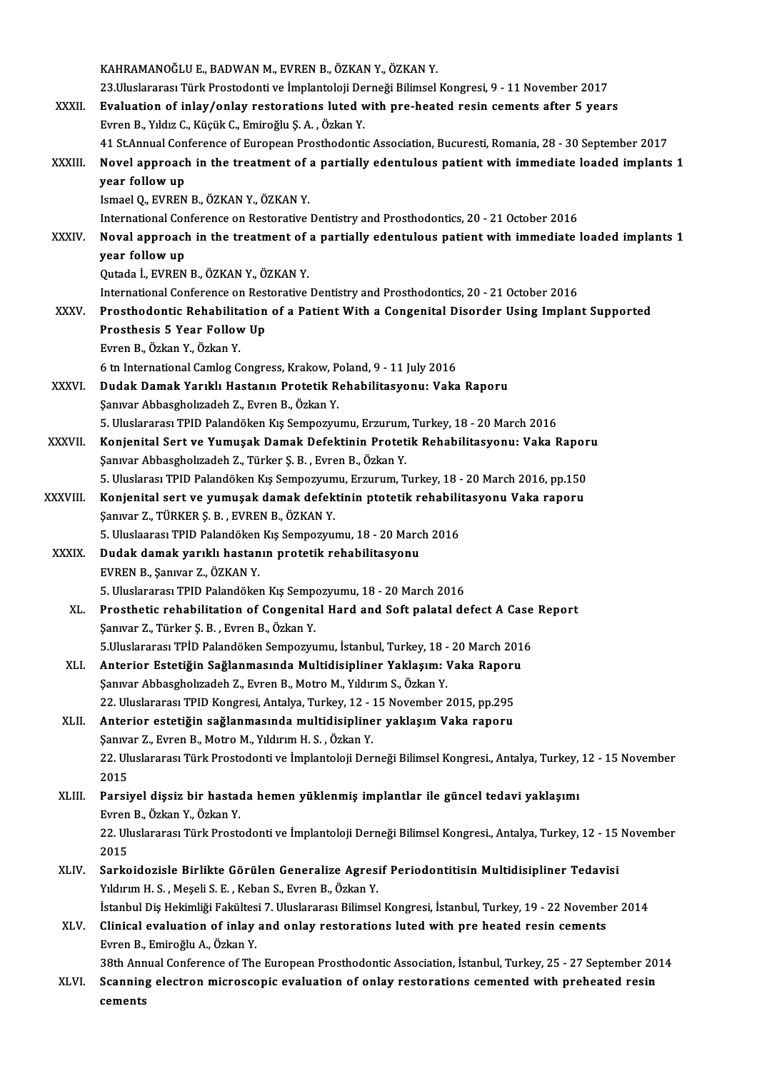KAHRAMANOĞLU E., BADWAN M., EVREN B., ÖZKAN Y., ÖZKAN Y.
23.Uluslararası Türk Prostodonti ve İmplantoloji Derneği Bilimsel Kongresi, 9 - 11 November 2017

XXXII. **Evaluation of inlay/onlay restorations luted with pre-heated resin cements after 5 years**
Evren B., Yıldız C., Küçük C., Emiroğlu Ş. A. , Özkan Y.
41 St.Annual Conference of European Prosthodontic Association, Bucuresti, Romania, 28 - 30 September 2017

XXXIII. **Novel approach in the treatment of a partially edentulous patient with immediate loaded implants 1 year follow up**
Ismael Q., EVREN B., ÖZKAN Y., ÖZKAN Y.
International Conference on Restorative Dentistry and Prosthodontics, 20 - 21 October 2016

XXXIV. **Noval approach in the treatment of a partially edentulous patient with immediate loaded implants 1 year follow up**
Qutada İ., EVREN B., ÖZKAN Y., ÖZKAN Y.
International Conference on Restorative Dentistry and Prosthodontics, 20 - 21 October 2016

XXXV. **Prosthodontic Rehabilitation of a Patient With a Congenital Disorder Using Implant Supported Prosthesis 5 Year Follow Up**
Evren B., Özkan Y., Özkan Y.
6 tn International Camlog Congress, Krakow, Poland, 9 - 11 July 2016

XXXVI. **Dudak Damak Yarıklı Hastanın Protetik Rehabilitasyonu: Vaka Raporu**
Şanıvar Abbasgholızadeh Z., Evren B., Özkan Y.
5. Uluslararası TPID Palandöken Kış Sempozyumu, Erzurum, Turkey, 18 - 20 March 2016

XXXVII. **Konjenital Sert ve Yumuşak Damak Defektinin Protetik Rehabilitasyonu: Vaka Raporu**
Şanıvar Abbasgholızadeh Z., Türker Ş. B. , Evren B., Özkan Y.
5. Uluslarası TPID Palandöken Kış Sempozyumu, Erzurum, Turkey, 18 - 20 March 2016, pp.150

XXXVIII. **Konjenital sert ve yumuşak damak defektinin ptotetik rehabilitasyonu Vaka raporu**
Şanıvar Z., TÜRKER Ş. B. , EVREN B., ÖZKAN Y.
5. Uluslaarası TPID Palandöken Kış Sempozyumu, 18 - 20 March 2016

XXXIX. **Dudak damak yarıklı hastanın protetik rehabilitasyonu**
EVREN B., Şanıvar Z., ÖZKAN Y.
5. Uluslararası TPID Palandöken Kış Sempozyumu, 18 - 20 March 2016

XL. **Prosthetic rehabilitation of Congenital Hard and Soft palatal defect A Case Report**
Şanıvar Z., Türker Ş. B. , Evren B., Özkan Y.
5.Uluslararası TPİD Palandöken Sempozyumu, İstanbul, Turkey, 18 - 20 March 2016

XLI. **Anterior Estetiğin Sağlanmasında Multidisipliner Yaklaşım: Vaka Raporu**
Şanıvar Abbasgholızadeh Z., Evren B., Motro M., Yıldırım S., Özkan Y.
22. Uluslararası TPID Kongresi, Antalya, Turkey, 12 - 15 November 2015, pp.295

XLII. **Anterior estetiğin sağlanmasında multidisipliner yaklaşım Vaka raporu**
Şanıvar Z., Evren B., Motro M., Yıldırım H. S. , Özkan Y.
22. Uluslararası Türk Prostodonti ve İmplantoloji Derneği Bilimsel Kongresi., Antalya, Turkey, 12 - 15 November 2015

XLIII. **Parsiyel dişsiz bir hastada hemen yüklenmiş implantlar ile güncel tedavi yaklaşımı**
Evren B., Özkan Y., Özkan Y.
22. Uluslararası Türk Prostodonti ve İmplantoloji Derneği Bilimsel Kongresi., Antalya, Turkey, 12 - 15 November 2015

XLIV. **Sarkoidozisle Birlikte Görülen Generalize Agresif Periodontitisin Multidisipliner Tedavisi**
Yıldırım H. S. , Meşeli S. E. , Keban S., Evren B., Özkan Y.
İstanbul Diş Hekimliği Fakültesi 7. Uluslararası Bilimsel Kongresi, İstanbul, Turkey, 19 - 22 November 2014

XLV. **Clinical evaluation of inlay and onlay restorations luted with pre heated resin cements**
Evren B., Emiroğlu A., Özkan Y.
38th Annual Conference of The European Prosthodontic Association, İstanbul, Turkey, 25 - 27 September 2014

XLVI. **Scanning electron microscopic evaluation of onlay restorations cemented with preheated resin cements**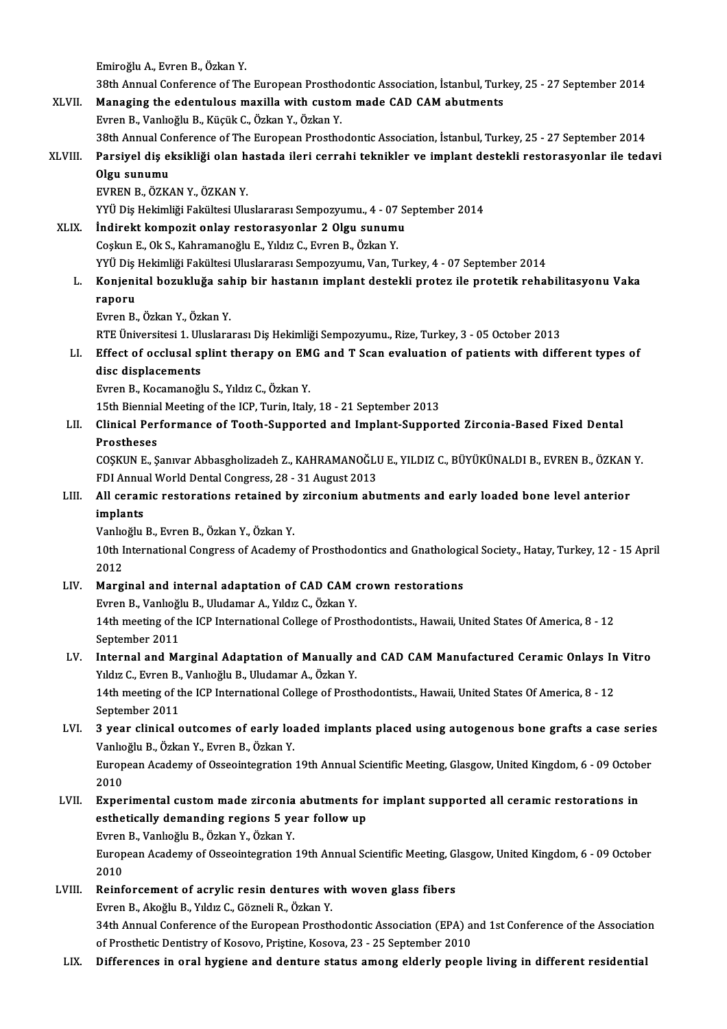Emiroğlu A., Evren B., Özkan Y.
38th Annual Conference of The European Prosthodontic Association, İstanbul, Turkey, 25 - 27 September 2014

XLVII. **Managing the edentulous maxilla with custom made CAD CAM abutments**
Evren B., Vanlıoğlu B., Küçük C., Özkan Y., Özkan Y.
38th Annual Conference of The European Prosthodontic Association, İstanbul, Turkey, 25 - 27 September 2014

XLVIII. **Parsiyel diş eksikliği olan hastada ileri cerrahi teknikler ve implant destekli restorasyonlar ile tedavi Olgu sunumu**
EVREN B., ÖZKAN Y., ÖZKAN Y.
YYÜ Diş Hekimliği Fakültesi Uluslararası Sempozyumu., 4 - 07 September 2014

XLIX. **İndirekt kompozit onlay restorasyonlar 2 Olgu sunumu**
Coşkun E., Ok S., Kahramanoğlu E., Yıldız C., Evren B., Özkan Y.
YYÜ Diş Hekimliği Fakültesi Uluslararası Sempozyumu, Van, Turkey, 4 - 07 September 2014

L. **Konjenital bozukluğa sahip bir hastanın implant destekli protez ile protetik rehabilitasyonu Vaka raporu**
Evren B., Özkan Y., Özkan Y.
RTE Üniversitesi 1. Uluslararası Diş Hekimliği Sempozyumu., Rize, Turkey, 3 - 05 October 2013

LI. **Effect of occlusal splint therapy on EMG and T Scan evaluation of patients with different types of disc displacements**
Evren B., Kocamanoğlu S., Yıldız C., Özkan Y.
15th Biennial Meeting of the ICP, Turin, Italy, 18 - 21 September 2013

LII. **Clinical Performance of Tooth-Supported and Implant-Supported Zirconia-Based Fixed Dental Prostheses**
COŞKUN E., Şanıvar Abbasgholizadeh Z., KAHRAMANOĞLU E., YILDIZ C., BÜYÜKÜNALDI B., EVREN B., ÖZKAN Y.
FDI Annual World Dental Congress, 28 - 31 August 2013

LIII. **All ceramic restorations retained by zirconium abutments and early loaded bone level anterior implants**
Vanlıoğlu B., Evren B., Özkan Y., Özkan Y.
10th International Congress of Academy of Prosthodontics and Gnathological Society., Hatay, Turkey, 12 - 15 April 2012

LIV. **Marginal and internal adaptation of CAD CAM crown restorations**
Evren B., Vanlıoğlu B., Uludamar A., Yıldız C., Özkan Y.
14th meeting of the ICP International College of Prosthodontists., Hawaii, United States Of America, 8 - 12 September 2011

LV. **Internal and Marginal Adaptation of Manually and CAD CAM Manufactured Ceramic Onlays In Vitro**
Yıldız C., Evren B., Vanlıoğlu B., Uludamar A., Özkan Y.
14th meeting of the ICP International College of Prosthodontists., Hawaii, United States Of America, 8 - 12 September 2011

LVI. **3 year clinical outcomes of early loaded implants placed using autogenous bone grafts a case series**
Vanlıoğlu B., Özkan Y., Evren B., Özkan Y.
European Academy of Osseointegration 19th Annual Scientific Meeting, Glasgow, United Kingdom, 6 - 09 October 2010

LVII. **Experimental custom made zirconia abutments for implant supported all ceramic restorations in esthetically demanding regions 5 year follow up**
Evren B., Vanlıoğlu B., Özkan Y., Özkan Y.
European Academy of Osseointegration 19th Annual Scientific Meeting, Glasgow, United Kingdom, 6 - 09 October 2010

LVIII. **Reinforcement of acrylic resin dentures with woven glass fibers**
Evren B., Akoğlu B., Yıldız C., Gözneli R., Özkan Y.
34th Annual Conference of the European Prosthodontic Association (EPA) and 1st Conference of the Association of Prosthetic Dentistry of Kosovo, Priştine, Kosova, 23 - 25 September 2010

LIX. **Differences in oral hygiene and denture status among elderly people living in different residential**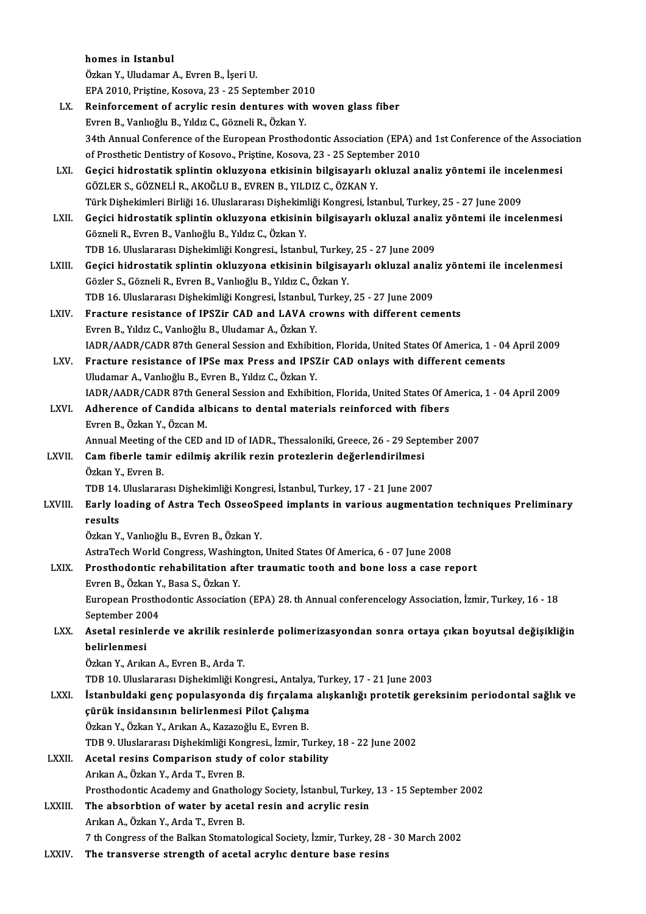homes in Istanbul
Özkan Y., Uludamar A., Evren B., İşeri U.
EPA 2010, Priştine, Kosova, 23 - 25 September 2010

LX. **Reinforcement of acrylic resin dentures with woven glass fiber**
Evren B., Vanlıoğlu B., Yıldız C., Gözneli R., Özkan Y.
34th Annual Conference of the European Prosthodontic Association (EPA) and 1st Conference of the Association of Prosthetic Dentistry of Kosovo., Priştine, Kosova, 23 - 25 September 2010

LXI. **Geçici hidrostatik splintin okluzyona etkisinin bilgisayarlı okluzal analiz yöntemi ile incelenmesi**
GÖZLER S., GÖZNELİ R., AKOĞLU B., EVREN B., YILDIZ C., ÖZKAN Y.
Türk Dişhekimleri Birliği 16. Uluslararası Dişhekimliği Kongresi, İstanbul, Turkey, 25 - 27 June 2009

LXII. **Geçici hidrostatik splintin okluzyona etkisinin bilgisayarlı okluzal analiz yöntemi ile incelenmesi**
Gözneli R., Evren B., Vanlıoğlu B., Yıldız C., Özkan Y.
TDB 16. Uluslararası Dişhekimliği Kongresi., İstanbul, Turkey, 25 - 27 June 2009

LXIII. **Geçici hidrostatik splintin okluzyona etkisinin bilgisayarlı okluzal analiz yöntemi ile incelenmesi**
Gözler S., Gözneli R., Evren B., Vanlıoğlu B., Yıldız C., Özkan Y.
TDB 16. Uluslararası Dişhekimliği Kongresi, İstanbul, Turkey, 25 - 27 June 2009

LXIV. **Fracture resistance of IPSZir CAD and LAVA crowns with different cements**
Evren B., Yıldız C., Vanlıoğlu B., Uludamar A., Özkan Y.
IADR/AADR/CADR 87th General Session and Exhibition, Florida, United States Of America, 1 - 04 April 2009

LXV. **Fracture resistance of IPSe max Press and IPSZir CAD onlays with different cements**
Uludamar A., Vanlıoğlu B., Evren B., Yıldız C., Özkan Y.
IADR/AADR/CADR 87th General Session and Exhibition, Florida, United States Of America, 1 - 04 April 2009

LXVI. **Adherence of Candida albicans to dental materials reinforced with fibers**
Evren B., Özkan Y., Özcan M.
Annual Meeting of the CED and ID of IADR., Thessaloniki, Greece, 26 - 29 September 2007

LXVII. **Cam fiberle tamir edilmiş akrilik rezin protezlerin değerlendirilmesi**
Özkan Y., Evren B.
TDB 14. Uluslararası Dişhekimliği Kongresi, İstanbul, Turkey, 17 - 21 June 2007

LXVIII. **Early loading of Astra Tech OsseoSpeed implants in various augmentation techniques Preliminary results**
Özkan Y., Vanlıoğlu B., Evren B., Özkan Y.
AstraTech World Congress, Washington, United States Of America, 6 - 07 June 2008

LXIX. **Prosthodontic rehabilitation after traumatic tooth and bone loss a case report**
Evren B., Özkan Y., Basa S., Özkan Y.
European Prosthodontic Association (EPA) 28. th Annual conferencelogy Association, İzmir, Turkey, 16 - 18 September 2004

LXX. **Asetal resinlerde ve akrilik resinlerde polimerizasyondan sonra ortaya çıkan boyutsal değişikliğin belirlenmesi**
Özkan Y., Arıkan A., Evren B., Arda T.
TDB 10. Uluslararası Dişhekimliği Kongresi., Antalya, Turkey, 17 - 21 June 2003

LXXI. **İstanbuldaki genç populasyonda diş fırçalama alışkanlığı protetik gereksinim periodontal sağlık ve çürük insidansının belirlenmesi Pilot Çalışma**
Özkan Y., Özkan Y., Arıkan A., Kazazoğlu E., Evren B.
TDB 9. Uluslararası Dişhekimliği Kongresi., İzmir, Turkey, 18 - 22 June 2002

LXXII. **Acetal resins Comparison study of color stability**
Arıkan A., Özkan Y., Arda T., Evren B.
Prosthodontic Academy and Gnathology Society, İstanbul, Turkey, 13 - 15 September 2002

LXXIII. **The absorbtion of water by acetal resin and acrylic resin**
Arıkan A., Özkan Y., Arda T., Evren B.
7 th Congress of the Balkan Stomatological Society, İzmir, Turkey, 28 - 30 March 2002

LXXIV. **The transverse strength of acetal acrylıc denture base resins**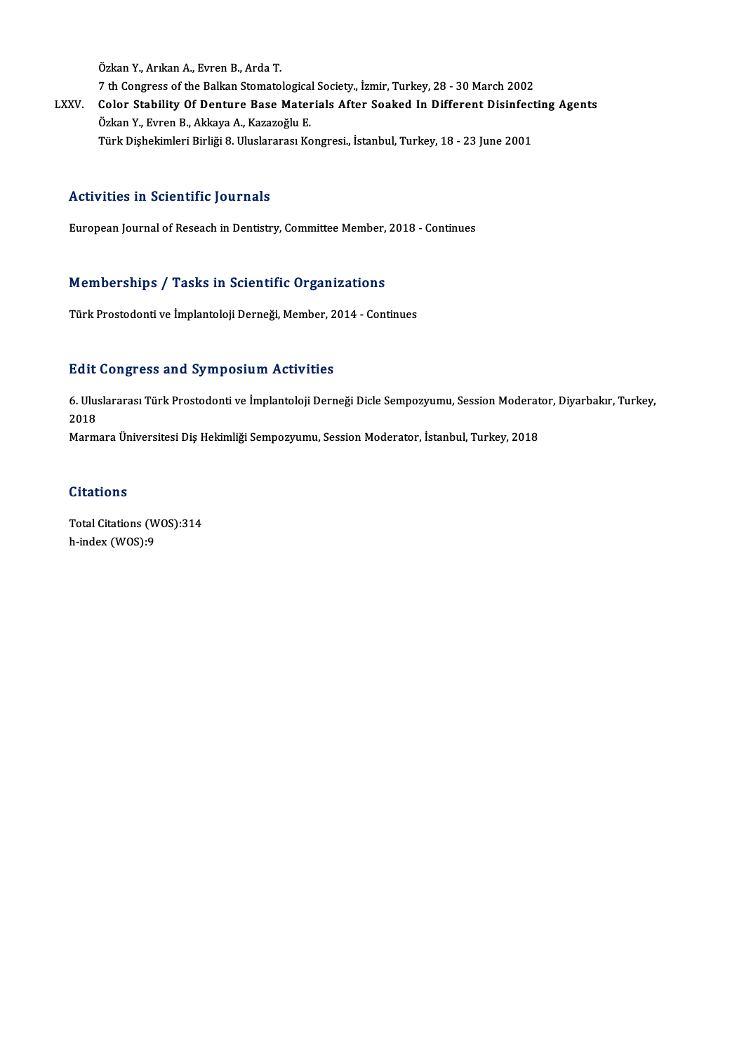Özkan Y., Arıkan A., Evren B., Arda T.

7 th Congress of the Balkan Stomatological Society., İzmir, Turkey, 28 - 30 March 2002

LXXV. **Color Stability Of Denture Base Materials After Soaked In Different Disinfecting Agents**

Özkan Y., Evren B., Akkaya A., Kazazoğlu E.

Türk Dişhekimleri Birliği 8. Uluslararası Kongresi., İstanbul, Turkey, 18 - 23 June 2001

## Activities in Scientific Journals

European Journal of Reseach in Dentistry, Committee Member, 2018 - Continues

## Memberships / Tasks in Scientific Organizations

Türk Prostodonti ve İmplantoloji Derneği, Member, 2014 - Continues

## Edit Congress and Symposium Activities

6. Uluslararası Türk Prostodonti ve İmplantoloji Derneği Dicle Sempozyumu, Session Moderator, Diyarbakır, Turkey, 2018

Marmara Üniversitesi Diş Hekimliği Sempozyumu, Session Moderator, İstanbul, Turkey, 2018

## Citations

Total Citations (WOS):314

h-index (WOS):9